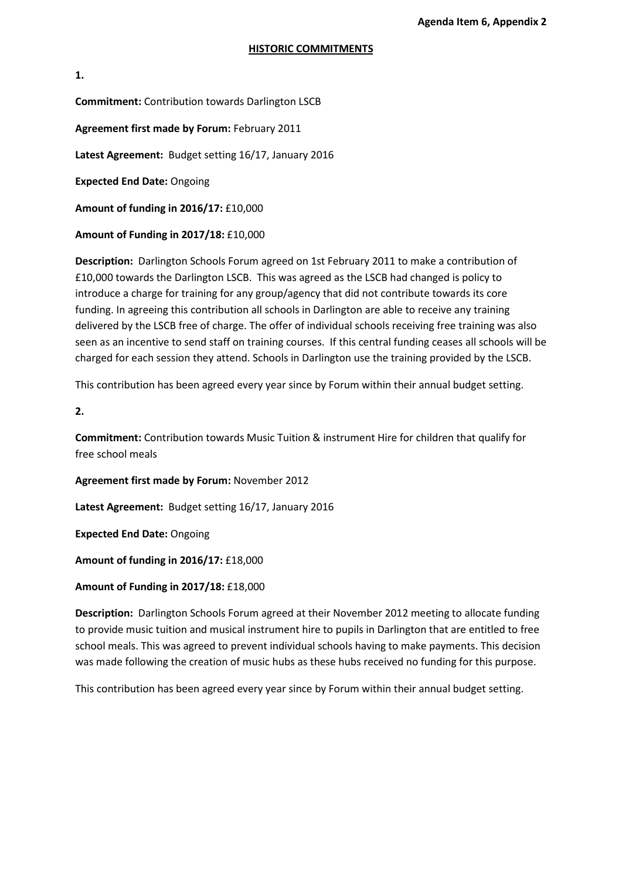**Agenda Item 6, Appendix 2**

## HISTORIC COMMITMENTS

**1.**

**Commitment:** Contribution towards Darlington LSCB

**Agreement first made by Forum:** February 2011

**Latest Agreement:** Budget setting 16/17, January 2016

**Expected End Date:** Ongoing

**Amount of funding in 2016/17:** £10,000

**Amount of Funding in 2017/18:** £10,000

**Description:** Darlington Schools Forum agreed on 1st February 2011 to make a contribution of £10,000 towards the Darlington LSCB. This was agreed as the LSCB had changed is policy to introduce a charge for training for any group/agency that did not contribute towards its core funding. In agreeing this contribution all schools in Darlington are able to receive any training delivered by the LSCB free of charge. The offer of individual schools receiving free training was also seen as an incentive to send staff on training courses. If this central funding ceases all schools will be charged for each session they attend. Schools in Darlington use the training provided by the LSCB.

This contribution has been agreed every year since by Forum within their annual budget setting.

**2.**

**Commitment:** Contribution towards Music Tuition & instrument Hire for children that qualify for free school meals

**Agreement first made by Forum:** November 2012

**Latest Agreement:** Budget setting 16/17, January 2016

**Expected End Date:** Ongoing

**Amount of funding in 2016/17:** £18,000

**Amount of Funding in 2017/18:** £18,000

**Description:** Darlington Schools Forum agreed at their November 2012 meeting to allocate funding to provide music tuition and musical instrument hire to pupils in Darlington that are entitled to free school meals. This was agreed to prevent individual schools having to make payments. This decision was made following the creation of music hubs as these hubs received no funding for this purpose.

This contribution has been agreed every year since by Forum within their annual budget setting.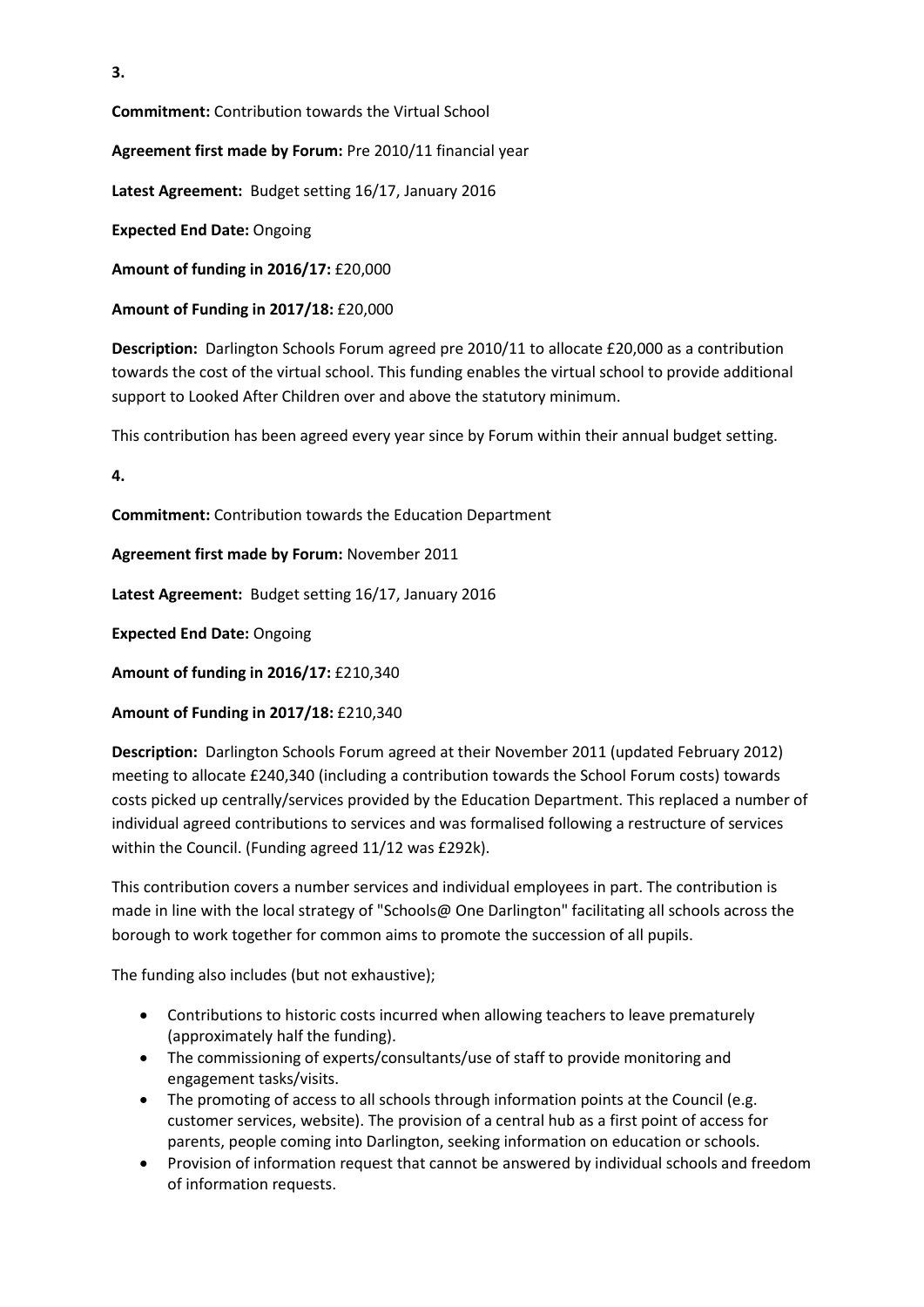**3.**

**Commitment:** Contribution towards the Virtual School

**Agreement first made by Forum:** Pre 2010/11 financial year

**Latest Agreement:** Budget setting 16/17, January 2016

**Expected End Date:** Ongoing

**Amount of funding in 2016/17:** £20,000

**Amount of Funding in 2017/18:** £20,000

**Description:** Darlington Schools Forum agreed pre 2010/11 to allocate £20,000 as a contribution towards the cost of the virtual school. This funding enables the virtual school to provide additional support to Looked After Children over and above the statutory minimum.

This contribution has been agreed every year since by Forum within their annual budget setting.

**4.**

**Commitment:** Contribution towards the Education Department

**Agreement first made by Forum:** November 2011

**Latest Agreement:** Budget setting 16/17, January 2016

**Expected End Date:** Ongoing

**Amount of funding in 2016/17:** £210,340

**Amount of Funding in 2017/18:** £210,340

**Description:** Darlington Schools Forum agreed at their November 2011 (updated February 2012) meeting to allocate £240,340 (including a contribution towards the School Forum costs) towards costs picked up centrally/services provided by the Education Department. This replaced a number of individual agreed contributions to services and was formalised following a restructure of services within the Council. (Funding agreed 11/12 was £292k).

This contribution covers a number services and individual employees in part. The contribution is made in line with the local strategy of "Schools@ One Darlington" facilitating all schools across the borough to work together for common aims to promote the succession of all pupils.

The funding also includes (but not exhaustive);

- Contributions to historic costs incurred when allowing teachers to leave prematurely (approximately half the funding).
- The commissioning of experts/consultants/use of staff to provide monitoring and engagement tasks/visits.
- The promoting of access to all schools through information points at the Council (e.g. customer services, website). The provision of a central hub as a first point of access for parents, people coming into Darlington, seeking information on education or schools.
- Provision of information request that cannot be answered by individual schools and freedom of information requests.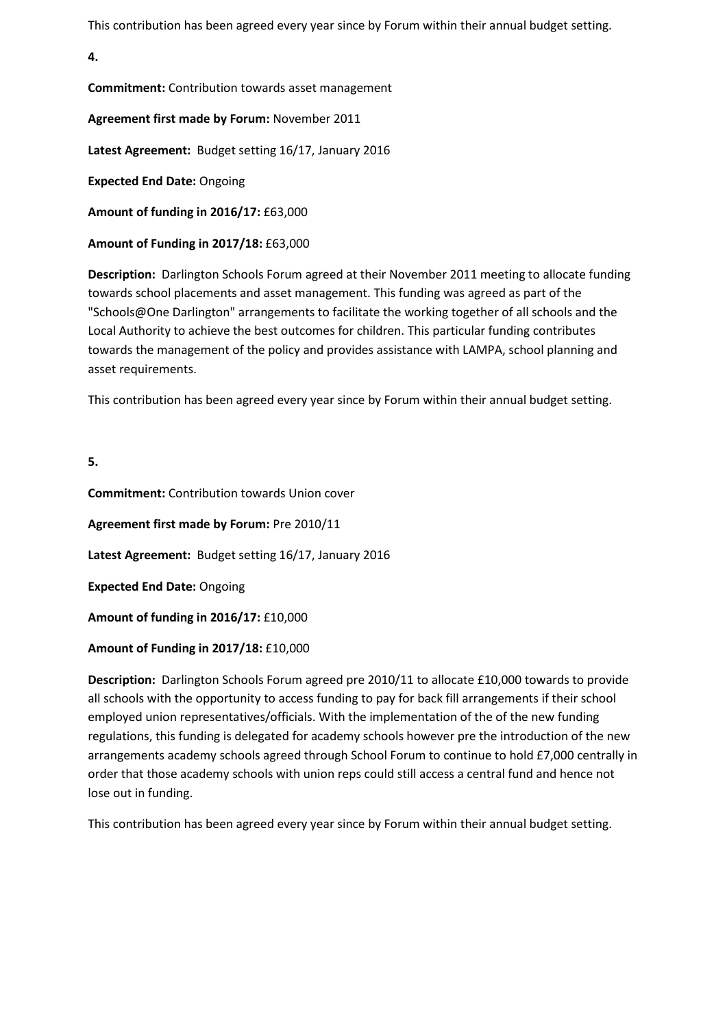This contribution has been agreed every year since by Forum within their annual budget setting.

**4.**

**Commitment:** Contribution towards asset management

**Agreement first made by Forum:** November 2011

**Latest Agreement:** Budget setting 16/17, January 2016

**Expected End Date:** Ongoing

**Amount of funding in 2016/17:** £63,000

**Amount of Funding in 2017/18:** £63,000

**Description:** Darlington Schools Forum agreed at their November 2011 meeting to allocate funding towards school placements and asset management. This funding was agreed as part of the "Schools@One Darlington" arrangements to facilitate the working together of all schools and the Local Authority to achieve the best outcomes for children. This particular funding contributes towards the management of the policy and provides assistance with LAMPA, school planning and asset requirements.

This contribution has been agreed every year since by Forum within their annual budget setting.

**5.**

**Commitment:** Contribution towards Union cover

**Agreement first made by Forum:** Pre 2010/11

**Latest Agreement:** Budget setting 16/17, January 2016

**Expected End Date:** Ongoing

**Amount of funding in 2016/17:** £10,000

**Amount of Funding in 2017/18:** £10,000

**Description:** Darlington Schools Forum agreed pre 2010/11 to allocate £10,000 towards to provide all schools with the opportunity to access funding to pay for back fill arrangements if their school employed union representatives/officials. With the implementation of the of the new funding regulations, this funding is delegated for academy schools however pre the introduction of the new arrangements academy schools agreed through School Forum to continue to hold £7,000 centrally in order that those academy schools with union reps could still access a central fund and hence not lose out in funding.

This contribution has been agreed every year since by Forum within their annual budget setting.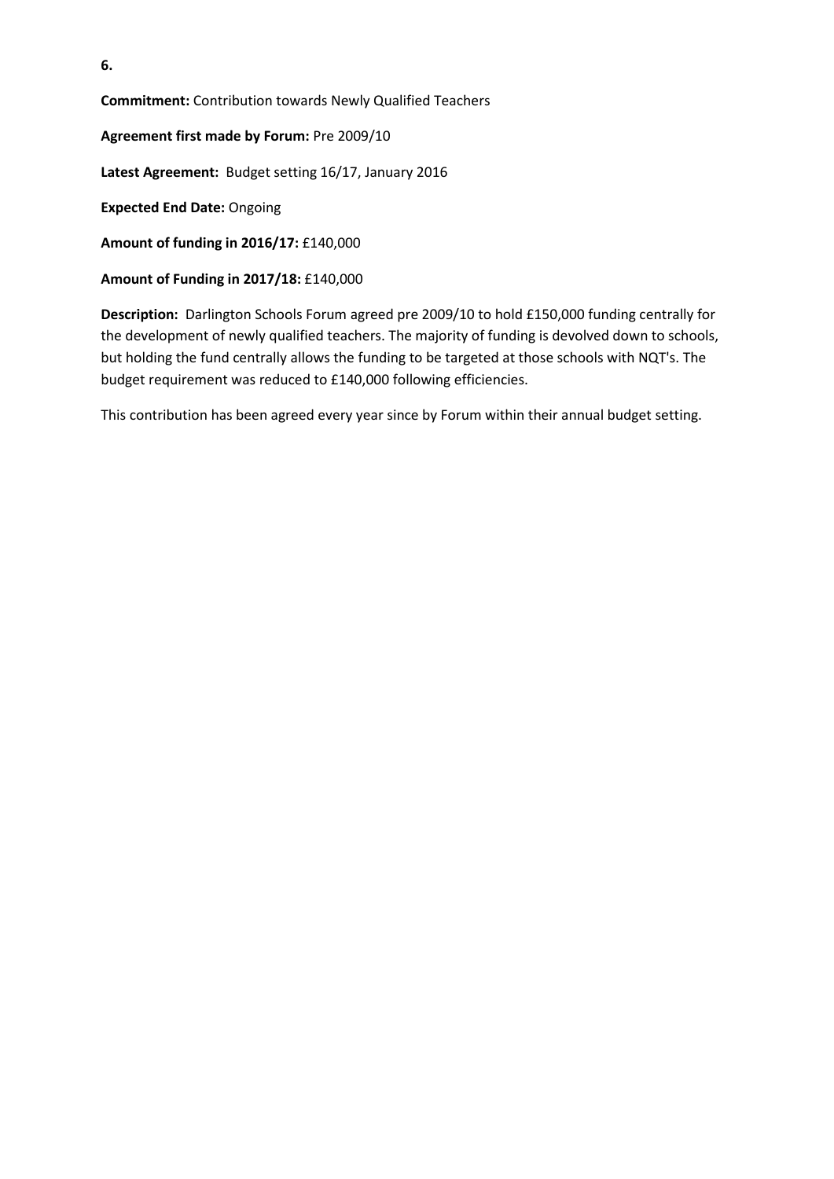**6.**

**Commitment:** Contribution towards Newly Qualified Teachers

**Agreement first made by Forum:** Pre 2009/10

**Latest Agreement:** Budget setting 16/17, January 2016

**Expected End Date:** Ongoing

**Amount of funding in 2016/17:** £140,000

**Amount of Funding in 2017/18:** £140,000

**Description:** Darlington Schools Forum agreed pre 2009/10 to hold £150,000 funding centrally for the development of newly qualified teachers. The majority of funding is devolved down to schools, but holding the fund centrally allows the funding to be targeted at those schools with NQT's. The budget requirement was reduced to £140,000 following efficiencies.

This contribution has been agreed every year since by Forum within their annual budget setting.